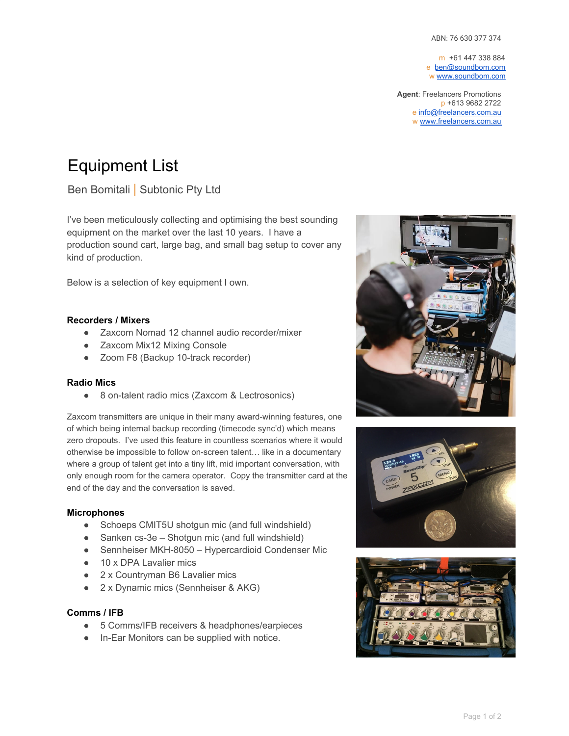ABN: 76 630 377 374

m +61 447 338 884
e ben@soundbom.com
w www.soundbom.com

**Agent**: Freelancers Promotions
p +613 9682 2722
e info@freelancers.com.au
w www.freelancers.com.au

# Equipment List

## Ben Bomitali | Subtonic Pty Ltd

I've been meticulously collecting and optimising the best sounding equipment on the market over the last 10 years. I have a production sound cart, large bag, and small bag setup to cover any kind of production.

Below is a selection of key equipment I own.

### Recorders / Mixers

- Zaxcom Nomad 12 channel audio recorder/mixer
- Zaxcom Mix12 Mixing Console
- Zoom F8 (Backup 10-track recorder)

### Radio Mics

- 8 on-talent radio mics (Zaxcom & Lectrosonics)

Zaxcom transmitters are unique in their many award-winning features, one of which being internal backup recording (timecode sync'd) which means zero dropouts. I've used this feature in countless scenarios where it would otherwise be impossible to follow on-screen talent… like in a documentary where a group of talent get into a tiny lift, mid important conversation, with only enough room for the camera operator. Copy the transmitter card at the end of the day and the conversation is saved.

### Microphones

- Schoeps CMIT5U shotgun mic (and full windshield)
- Sanken cs-3e – Shotgun mic (and full windshield)
- Sennheiser MKH-8050 – Hypercardioid Condenser Mic
- 10 x DPA Lavalier mics
- 2 x Countryman B6 Lavalier mics
- 2 x Dynamic mics (Sennheiser & AKG)

### Comms / IFB

- 5 Comms/IFB receivers & headphones/earpieces
- In-Ear Monitors can be supplied with notice.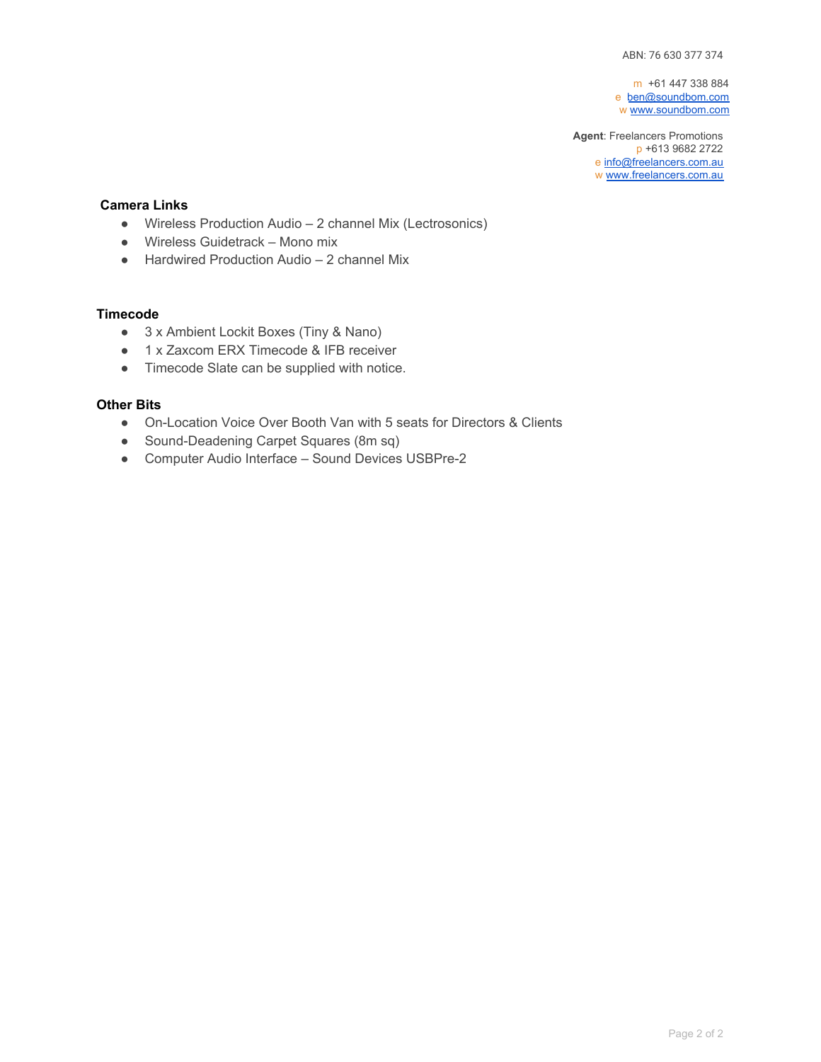ABN: 76 630 377 374

m +61 447 338 884
e ben@soundbom.com
w www.soundbom.com

**Agent**: Freelancers Promotions
p +613 9682 2722
e info@freelancers.com.au
w www.freelancers.com.au

### Camera Links

- Wireless Production Audio – 2 channel Mix (Lectrosonics)
- Wireless Guidetrack – Mono mix
- Hardwired Production Audio – 2 channel Mix

### Timecode

- 3 x Ambient Lockit Boxes (Tiny & Nano)
- 1 x Zaxcom ERX Timecode & IFB receiver
- Timecode Slate can be supplied with notice.

### Other Bits

- On-Location Voice Over Booth Van with 5 seats for Directors & Clients
- Sound-Deadening Carpet Squares (8m sq)
- Computer Audio Interface – Sound Devices USBPre-2